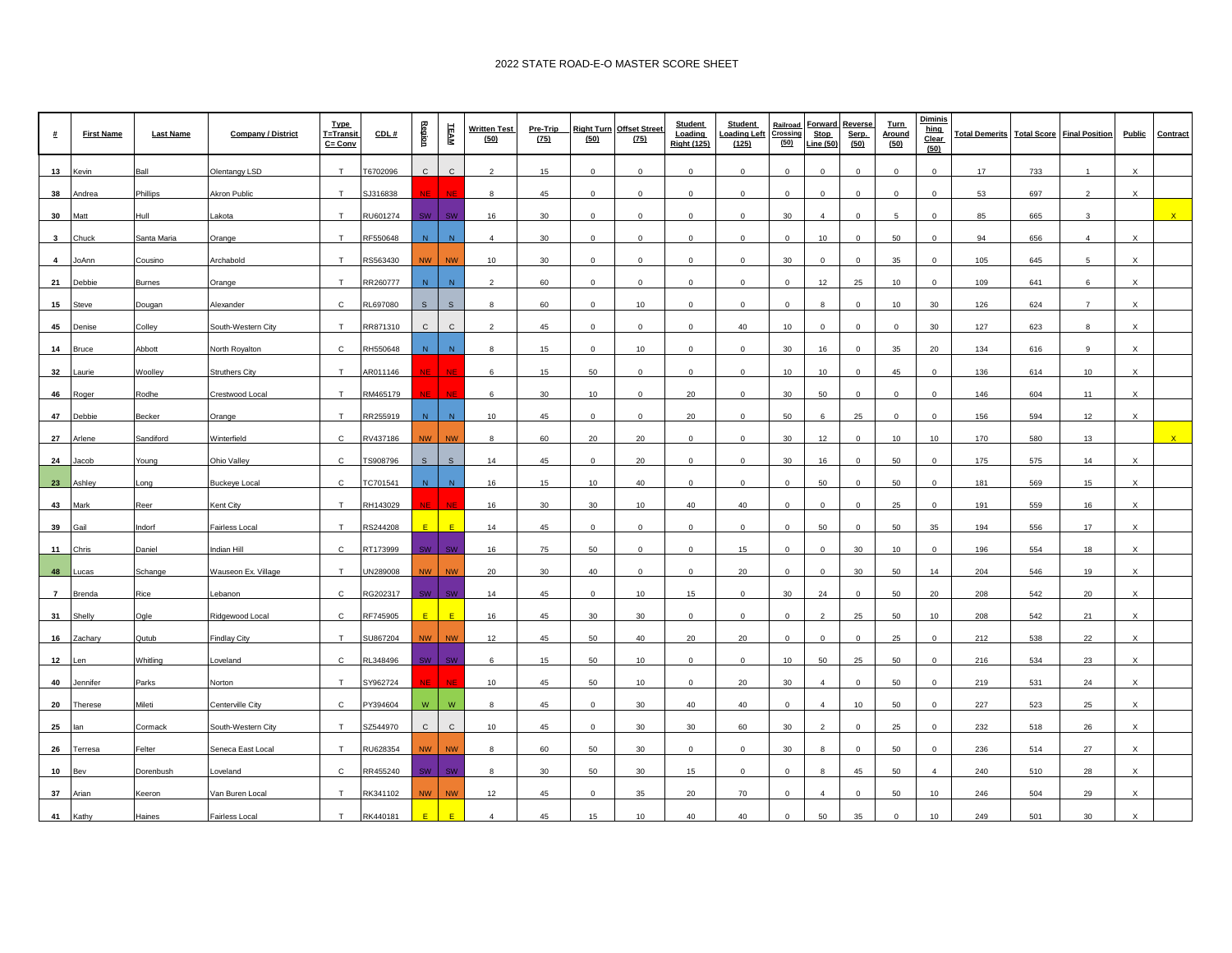# 2022 STATE ROAD-E-O MASTER SCORE SHEET

| # | First Name | Last Name | Company / District | Type T=Transit C= Conv | CDL # | Region | TEAM | Written Test (50) | Pre-Trip (75) | Right Turn (50) | Offset Street (75) | Student Loading Right (125) | Student Loading Left (125) | Railroad Crossing (50) | Forward Stop Line (50) | Reverse Serp. (50) | Turn Around (50) | Diminishing Clear (50) | Total Demerits | Total Score | Final Position | Public | Contract |
|---|---|---|---|---|---|---|---|---|---|---|---|---|---|---|---|---|---|---|---|---|---|---|---|
| 13 | Kevin | Ball | Olentangy LSD | T | T6702096 | C | C | 2 | 15 | 0 | 0 | 0 | 0 | 0 | 0 | 0 | 0 | 0 | 17 | 733 | 1 | X | |
| 38 | Andrea | Phillips | Akron Public | T | SJ316838 | NE | NE | 8 | 45 | 0 | 0 | 0 | 0 | 0 | 0 | 0 | 0 | 0 | 53 | 697 | 2 | X | |
| 30 | Matt | Hull | Lakota | T | RU601274 | SW | SW | 16 | 30 | 0 | 0 | 0 | 0 | 30 | 4 | 0 | 5 | 0 | 85 | 665 | 3 | | X |
| 3 | Chuck | Santa Maria | Orange | T | RF550648 | N | N | 4 | 30 | 0 | 0 | 0 | 0 | 0 | 10 | 0 | 50 | 0 | 94 | 656 | 4 | X | |
| 4 | JoAnn | Cousino | Archabold | T | RS563430 | NW | NW | 10 | 30 | 0 | 0 | 0 | 0 | 30 | 0 | 0 | 35 | 0 | 105 | 645 | 5 | X | |
| 21 | Debbie | Burnes | Orange | T | RR260777 | N | N | 2 | 60 | 0 | 0 | 0 | 0 | 0 | 12 | 25 | 10 | 0 | 109 | 641 | 6 | X | |
| 15 | Steve | Dougan | Alexander | C | RL697080 | S | S | 8 | 60 | 0 | 10 | 0 | 0 | 0 | 8 | 0 | 10 | 30 | 126 | 624 | 7 | X | |
| 45 | Denise | Colley | South-Western City | T | RR871310 | C | C | 2 | 45 | 0 | 0 | 0 | 40 | 10 | 0 | 0 | 0 | 30 | 127 | 623 | 8 | X | |
| 14 | Bruce | Abbott | North Royalton | C | RH550648 | N | N | 8 | 15 | 0 | 10 | 0 | 0 | 30 | 16 | 0 | 35 | 20 | 134 | 616 | 9 | X | |
| 32 | Laurie | Woolley | Struthers City | T | AR011146 | NE | NE | 6 | 15 | 50 | 0 | 0 | 0 | 10 | 10 | 0 | 45 | 0 | 136 | 614 | 10 | X | |
| 46 | Roger | Rodhe | Crestwood Local | T | RM465179 | NE | NE | 6 | 30 | 10 | 0 | 20 | 0 | 30 | 50 | 0 | 0 | 0 | 146 | 604 | 11 | X | |
| 47 | Debbie | Becker | Orange | T | RR255919 | N | N | 10 | 45 | 0 | 0 | 20 | 0 | 50 | 6 | 25 | 0 | 0 | 156 | 594 | 12 | X | |
| 27 | Arlene | Sandiford | Winterfield | C | RV437186 | NW | NW | 8 | 60 | 20 | 20 | 0 | 0 | 30 | 12 | 0 | 10 | 10 | 170 | 580 | 13 | | X |
| 24 | Jacob | Young | Ohio Valley | C | TS908796 | S | S | 14 | 45 | 0 | 20 | 0 | 0 | 30 | 16 | 0 | 50 | 0 | 175 | 575 | 14 | X | |
| 23 | Ashley | Long | Buckeye Local | C | TC701541 | N | N | 16 | 15 | 10 | 40 | 0 | 0 | 0 | 50 | 0 | 50 | 0 | 181 | 569 | 15 | X | |
| 43 | Mark | Reer | Kent City | T | RH143029 | NE | NE | 16 | 30 | 30 | 10 | 40 | 40 | 0 | 0 | 0 | 25 | 0 | 191 | 559 | 16 | X | |
| 39 | Gail | Indorf | Fairless Local | T | RS244208 | E | E | 14 | 45 | 0 | 0 | 0 | 0 | 0 | 50 | 0 | 50 | 35 | 194 | 556 | 17 | X | |
| 11 | Chris | Daniel | Indian Hill | C | RT173999 | SW | SW | 16 | 75 | 50 | 0 | 0 | 15 | 0 | 0 | 30 | 10 | 0 | 196 | 554 | 18 | X | |
| 48 | Lucas | Schange | Wauseon Ex. Village | T | UN289008 | NW | NW | 20 | 30 | 40 | 0 | 0 | 20 | 0 | 0 | 30 | 50 | 14 | 204 | 546 | 19 | X | |
| 7 | Brenda | Rice | Lebanon | C | RG202317 | SW | SW | 14 | 45 | 0 | 10 | 15 | 0 | 30 | 24 | 0 | 50 | 20 | 208 | 542 | 20 | X | |
| 31 | Shelly | Ogle | Ridgewood Local | C | RF745905 | E | E | 16 | 45 | 30 | 30 | 0 | 0 | 0 | 2 | 25 | 50 | 10 | 208 | 542 | 21 | X | |
| 16 | Zachary | Qutub | Findlay City | T | SU867204 | NW | NW | 12 | 45 | 50 | 40 | 20 | 20 | 0 | 0 | 0 | 25 | 0 | 212 | 538 | 22 | X | |
| 12 | Len | Whitling | Loveland | C | RL348496 | SW | SW | 6 | 15 | 50 | 10 | 0 | 0 | 10 | 50 | 25 | 50 | 0 | 216 | 534 | 23 | X | |
| 40 | Jennifer | Parks | Norton | T | SY962724 | NE | NE | 10 | 45 | 50 | 10 | 0 | 20 | 30 | 4 | 0 | 50 | 0 | 219 | 531 | 24 | X | |
| 20 | Therese | Mileti | Centerville City | C | PY394604 | W | W | 8 | 45 | 0 | 30 | 40 | 40 | 0 | 4 | 10 | 50 | 0 | 227 | 523 | 25 | X | |
| 25 | Ian | Cormack | South-Western City | T | SZ544970 | C | C | 10 | 45 | 0 | 30 | 30 | 60 | 30 | 2 | 0 | 25 | 0 | 232 | 518 | 26 | X | |
| 26 | Terresa | Felter | Seneca East Local | T | RU628354 | NW | NW | 8 | 60 | 50 | 30 | 0 | 0 | 30 | 8 | 0 | 50 | 0 | 236 | 514 | 27 | X | |
| 10 | Bev | Dorenbush | Loveland | C | RR455240 | SW | SW | 8 | 30 | 50 | 30 | 15 | 0 | 0 | 8 | 45 | 50 | 4 | 240 | 510 | 28 | X | |
| 37 | Arian | Keeron | Van Buren Local | T | RK341102 | NW | NW | 12 | 45 | 0 | 35 | 20 | 70 | 0 | 4 | 0 | 50 | 10 | 246 | 504 | 29 | X | |
| 41 | Kathy | Haines | Fairless Local | T | RK440181 | E | E | 4 | 45 | 15 | 10 | 40 | 40 | 0 | 50 | 35 | 0 | 10 | 249 | 501 | 30 | X | |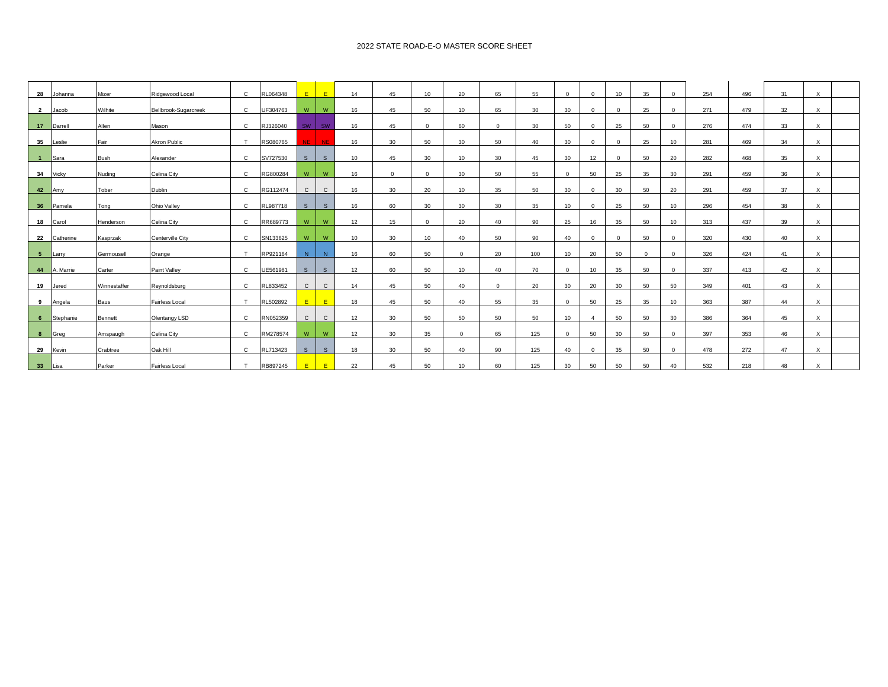2022 STATE ROAD-E-O MASTER SCORE SHEET

| | | | | | | | | | | | | | | | | | | | | | | | | | |
|---|---|---|---|---|---|---|---|---|---|---|---|---|---|---|---|---|---|---|---|---|---|---|---|---|---|
| 28 | Johanna | Mizer | Ridgewood Local | C | RL064348 | E | E | 14 | 45 | 10 | 20 | 65 | 55 | 0 | 0 | 10 | 35 | 0 | 254 | 496 | 31 | X | |
| 2 | Jacob | Wilhite | Bellbrook-Sugarcreek | C | UF304763 | W | W | 16 | 45 | 50 | 10 | 65 | 30 | 30 | 0 | 0 | 25 | 0 | 271 | 479 | 32 | X | |
| 17 | Darrell | Allen | Mason | C | RJ326040 | SW | SW | 16 | 45 | 0 | 60 | 0 | 30 | 50 | 0 | 25 | 50 | 0 | 276 | 474 | 33 | X | |
| 35 | Leslie | Fair | Akron Public | T | RS080765 | NE | NE | 16 | 30 | 50 | 30 | 50 | 40 | 30 | 0 | 0 | 25 | 10 | 281 | 469 | 34 | X | |
| 1 | Sara | Bush | Alexander | C | SV727530 | S | S | 10 | 45 | 30 | 10 | 30 | 45 | 30 | 12 | 0 | 50 | 20 | 282 | 468 | 35 | X | |
| 34 | Vicky | Nuding | Celina City | C | RG800284 | W | W | 16 | 0 | 0 | 30 | 50 | 55 | 0 | 50 | 25 | 35 | 30 | 291 | 459 | 36 | X | |
| 42 | Amy | Tober | Dublin | C | RG112474 | C | C | 16 | 30 | 20 | 10 | 35 | 50 | 30 | 0 | 30 | 50 | 20 | 291 | 459 | 37 | X | |
| 36 | Pamela | Tong | Ohio Valley | C | RL987718 | S | S | 16 | 60 | 30 | 30 | 30 | 35 | 10 | 0 | 25 | 50 | 10 | 296 | 454 | 38 | X | |
| 18 | Carol | Henderson | Celina City | C | RR689773 | W | W | 12 | 15 | 0 | 20 | 40 | 90 | 25 | 16 | 35 | 50 | 10 | 313 | 437 | 39 | X | |
| 22 | Catherine | Kasprzak | Centerville City | C | SN133625 | W | W | 10 | 30 | 10 | 40 | 50 | 90 | 40 | 0 | 0 | 50 | 0 | 320 | 430 | 40 | X | |
| 5 | Larry | Germousell | Orange | T | RP921164 | N | N | 16 | 60 | 50 | 0 | 20 | 100 | 10 | 20 | 50 | 0 | 0 | 326 | 424 | 41 | X | |
| 44 | A. Marrie | Carter | Paint Valley | C | UE561981 | S | S | 12 | 60 | 50 | 10 | 40 | 70 | 0 | 10 | 35 | 50 | 0 | 337 | 413 | 42 | X | |
| 19 | Jered | Winnestaffer | Reynoldsburg | C | RL833452 | C | C | 14 | 45 | 50 | 40 | 0 | 20 | 30 | 20 | 30 | 50 | 50 | 349 | 401 | 43 | X | |
| 9 | Angela | Baus | Fairless Local | T | RL502892 | E | E | 18 | 45 | 50 | 40 | 55 | 35 | 0 | 50 | 25 | 35 | 10 | 363 | 387 | 44 | X | |
| 6 | Stephanie | Bennett | Olentangy LSD | C | RN052359 | C | C | 12 | 30 | 50 | 50 | 50 | 50 | 10 | 4 | 50 | 50 | 30 | 386 | 364 | 45 | X | |
| 8 | Greg | Amspaugh | Celina City | C | RM278574 | W | W | 12 | 30 | 35 | 0 | 65 | 125 | 0 | 50 | 30 | 50 | 0 | 397 | 353 | 46 | X | |
| 29 | Kevin | Crabtree | Oak Hill | C | RL713423 | S | S | 18 | 30 | 50 | 40 | 90 | 125 | 40 | 0 | 35 | 50 | 0 | 478 | 272 | 47 | X | |
| 33 | Lisa | Parker | Fairless Local | T | RB897245 | E | E | 22 | 45 | 50 | 10 | 60 | 125 | 30 | 50 | 50 | 50 | 40 | 532 | 218 | 48 | X | |